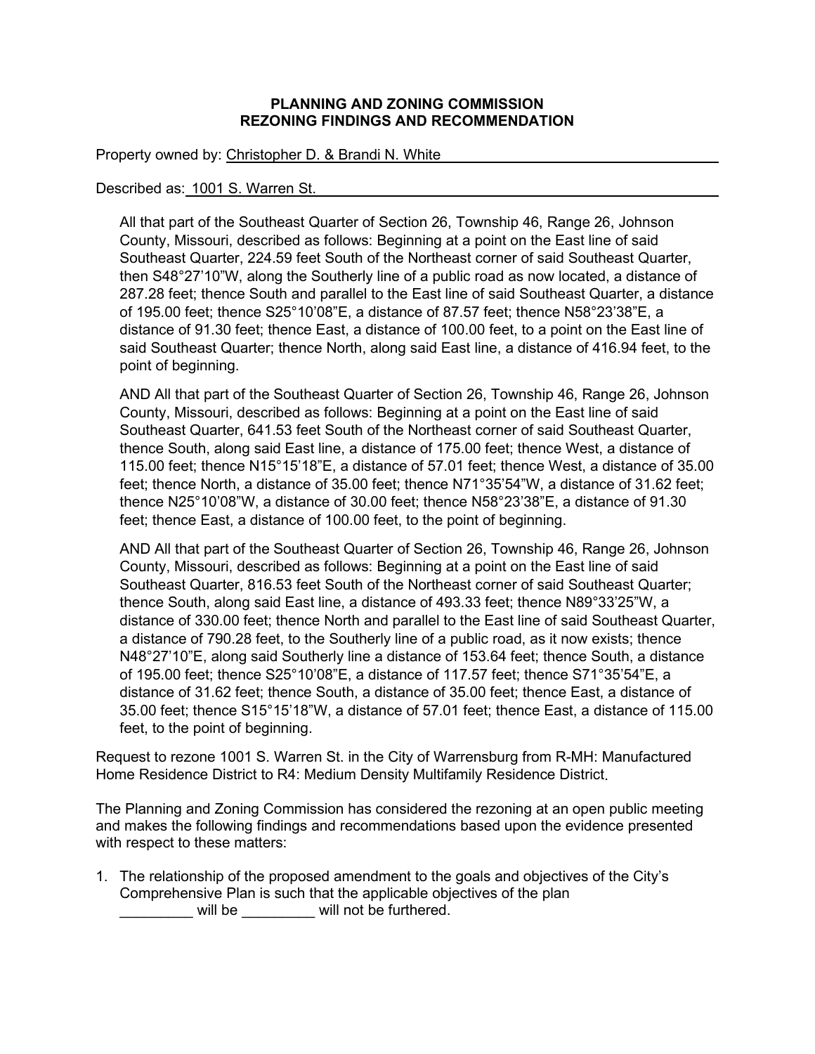**PLANNING AND ZONING COMMISSION**
**REZONING FINDINGS AND RECOMMENDATION**

Property owned by: Christopher D. & Brandi N. White

Described as: 1001 S. Warren St.

> All that part of the Southeast Quarter of Section 26, Township 46, Range 26, Johnson County, Missouri, described as follows: Beginning at a point on the East line of said Southeast Quarter, 224.59 feet South of the Northeast corner of said Southeast Quarter, then S48°27'10"W, along the Southerly line of a public road as now located, a distance of 287.28 feet; thence South and parallel to the East line of said Southeast Quarter, a distance of 195.00 feet; thence S25°10'08"E, a distance of 87.57 feet; thence N58°23'38"E, a distance of 91.30 feet; thence East, a distance of 100.00 feet, to a point on the East line of said Southeast Quarter; thence North, along said East line, a distance of 416.94 feet, to the point of beginning.
>
> AND All that part of the Southeast Quarter of Section 26, Township 46, Range 26, Johnson County, Missouri, described as follows: Beginning at a point on the East line of said Southeast Quarter, 641.53 feet South of the Northeast corner of said Southeast Quarter, thence South, along said East line, a distance of 175.00 feet; thence West, a distance of 115.00 feet; thence N15°15'18"E, a distance of 57.01 feet; thence West, a distance of 35.00 feet; thence North, a distance of 35.00 feet; thence N71°35'54"W, a distance of 31.62 feet; thence N25°10'08"W, a distance of 30.00 feet; thence N58°23'38"E, a distance of 91.30 feet; thence East, a distance of 100.00 feet, to the point of beginning.
>
> AND All that part of the Southeast Quarter of Section 26, Township 46, Range 26, Johnson County, Missouri, described as follows: Beginning at a point on the East line of said Southeast Quarter, 816.53 feet South of the Northeast corner of said Southeast Quarter; thence South, along said East line, a distance of 493.33 feet; thence N89°33'25"W, a distance of 330.00 feet; thence North and parallel to the East line of said Southeast Quarter, a distance of 790.28 feet, to the Southerly line of a public road, as it now exists; thence N48°27'10"E, along said Southerly line a distance of 153.64 feet; thence South, a distance of 195.00 feet; thence S25°10'08"E, a distance of 117.57 feet; thence S71°35'54"E, a distance of 31.62 feet; thence South, a distance of 35.00 feet; thence East, a distance of 35.00 feet; thence S15°15'18"W, a distance of 57.01 feet; thence East, a distance of 115.00 feet, to the point of beginning.

Request to rezone 1001 S. Warren St. in the City of Warrensburg from R-MH: Manufactured Home Residence District to R4: Medium Density Multifamily Residence District.

The Planning and Zoning Commission has considered the rezoning at an open public meeting and makes the following findings and recommendations based upon the evidence presented with respect to these matters:

1. The relationship of the proposed amendment to the goals and objectives of the City's Comprehensive Plan is such that the applicable objectives of the plan _________ will be _________ will not be furthered.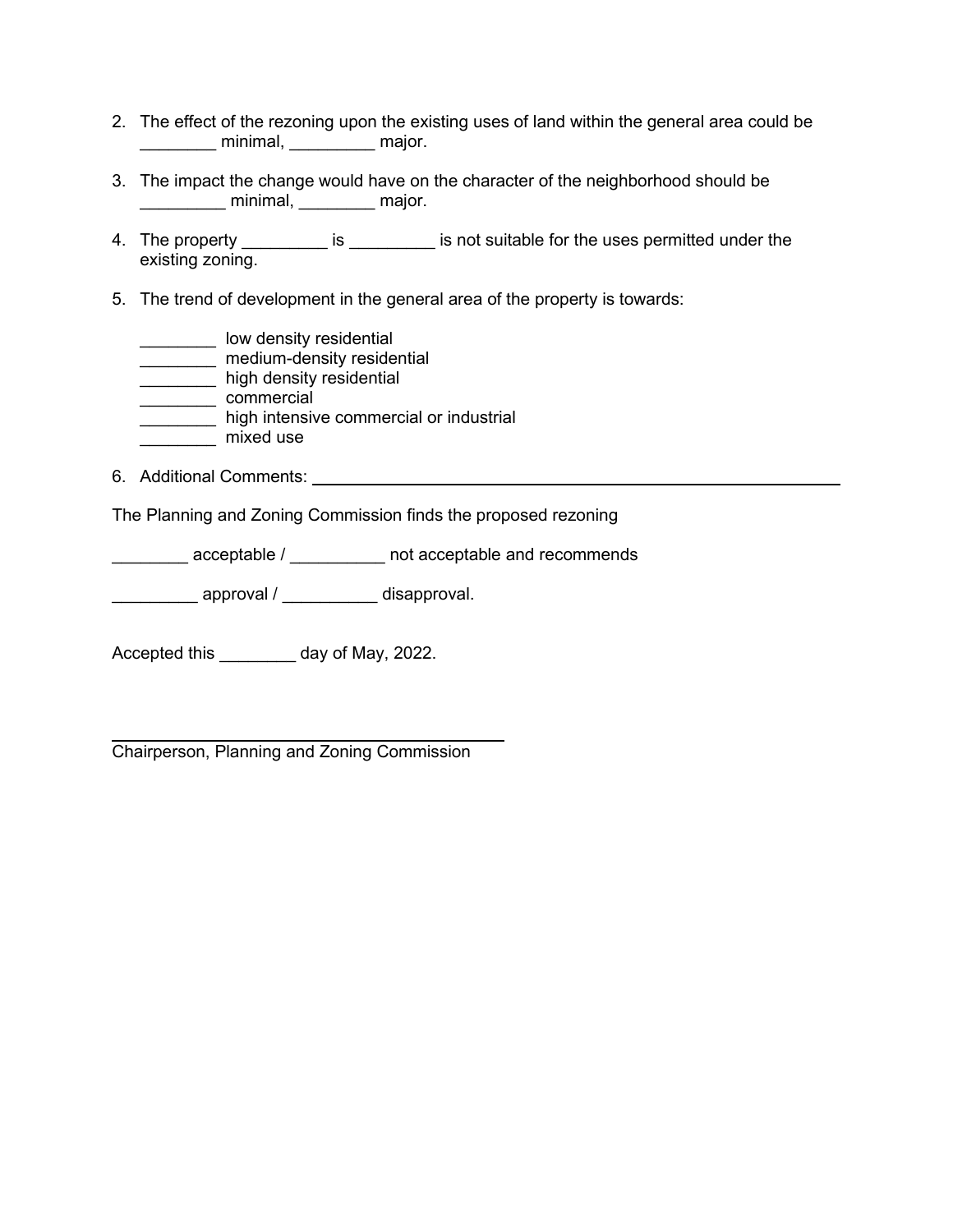2. The effect of the rezoning upon the existing uses of land within the general area could be ________ minimal, _________ major.

3. The impact the change would have on the character of the neighborhood should be _________ minimal, ________ major.

4. The property _________ is _________ is not suitable for the uses permitted under the existing zoning.

5. The trend of development in the general area of the property is towards:

   ________ low density residential
   ________ medium-density residential
   ________ high density residential
   ________ commercial
   ________ high intensive commercial or industrial
   ________ mixed use

6. Additional Comments: ____________________________________________________________

The Planning and Zoning Commission finds the proposed rezoning

________ acceptable / __________ not acceptable and recommends

_________ approval / __________ disapproval.

Accepted this ________ day of May, 2022.

________________________________________
Chairperson, Planning and Zoning Commission